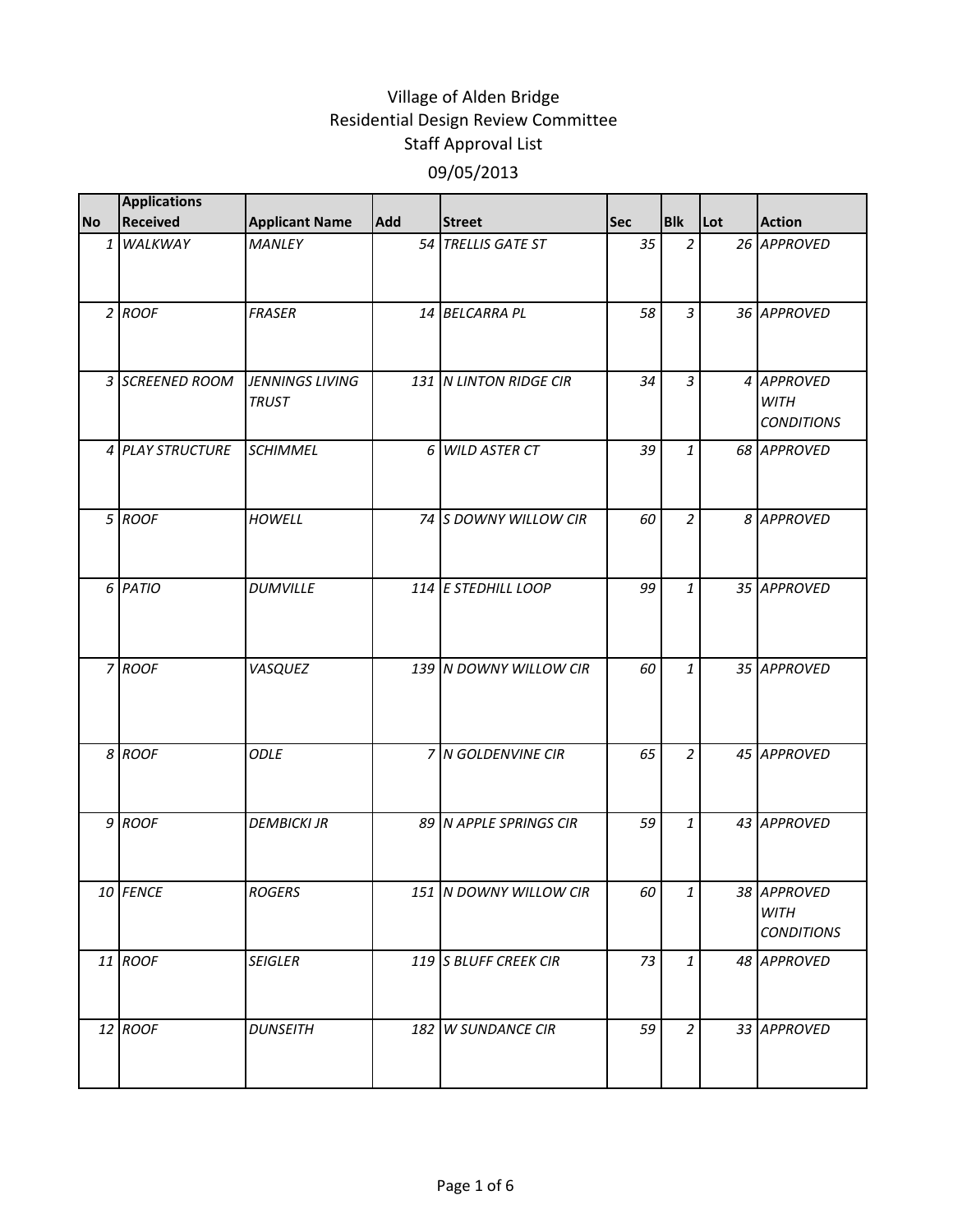# Village of Alden Bridge
## Residential Design Review Committee
## Staff Approval List
## 09/05/2013

| No | Applications Received | Applicant Name | Add | Street | Sec | Blk | Lot | Action |
|---|---|---|---|---|---|---|---|---|
| 1 | WALKWAY | MANLEY | 54 | TRELLIS GATE ST | 35 | 2 | 26 | APPROVED |
| 2 | ROOF | FRASER | 14 | BELCARRA PL | 58 | 3 | 36 | APPROVED |
| 3 | SCREENED ROOM | JENNINGS LIVING TRUST | 131 | N LINTON RIDGE CIR | 34 | 3 | 4 | APPROVED WITH CONDITIONS |
| 4 | PLAY STRUCTURE | SCHIMMEL | 6 | WILD ASTER CT | 39 | 1 | 68 | APPROVED |
| 5 | ROOF | HOWELL | 74 | S DOWNY WILLOW CIR | 60 | 2 | 8 | APPROVED |
| 6 | PATIO | DUMVILLE | 114 | E STEDHILL LOOP | 99 | 1 | 35 | APPROVED |
| 7 | ROOF | VASQUEZ | 139 | N DOWNY WILLOW CIR | 60 | 1 | 35 | APPROVED |
| 8 | ROOF | ODLE | 7 | N GOLDENVINE CIR | 65 | 2 | 45 | APPROVED |
| 9 | ROOF | DEMBICKI JR | 89 | N APPLE SPRINGS CIR | 59 | 1 | 43 | APPROVED |
| 10 | FENCE | ROGERS | 151 | N DOWNY WILLOW CIR | 60 | 1 | 38 | APPROVED WITH CONDITIONS |
| 11 | ROOF | SEIGLER | 119 | S BLUFF CREEK CIR | 73 | 1 | 48 | APPROVED |
| 12 | ROOF | DUNSEITH | 182 | W SUNDANCE CIR | 59 | 2 | 33 | APPROVED |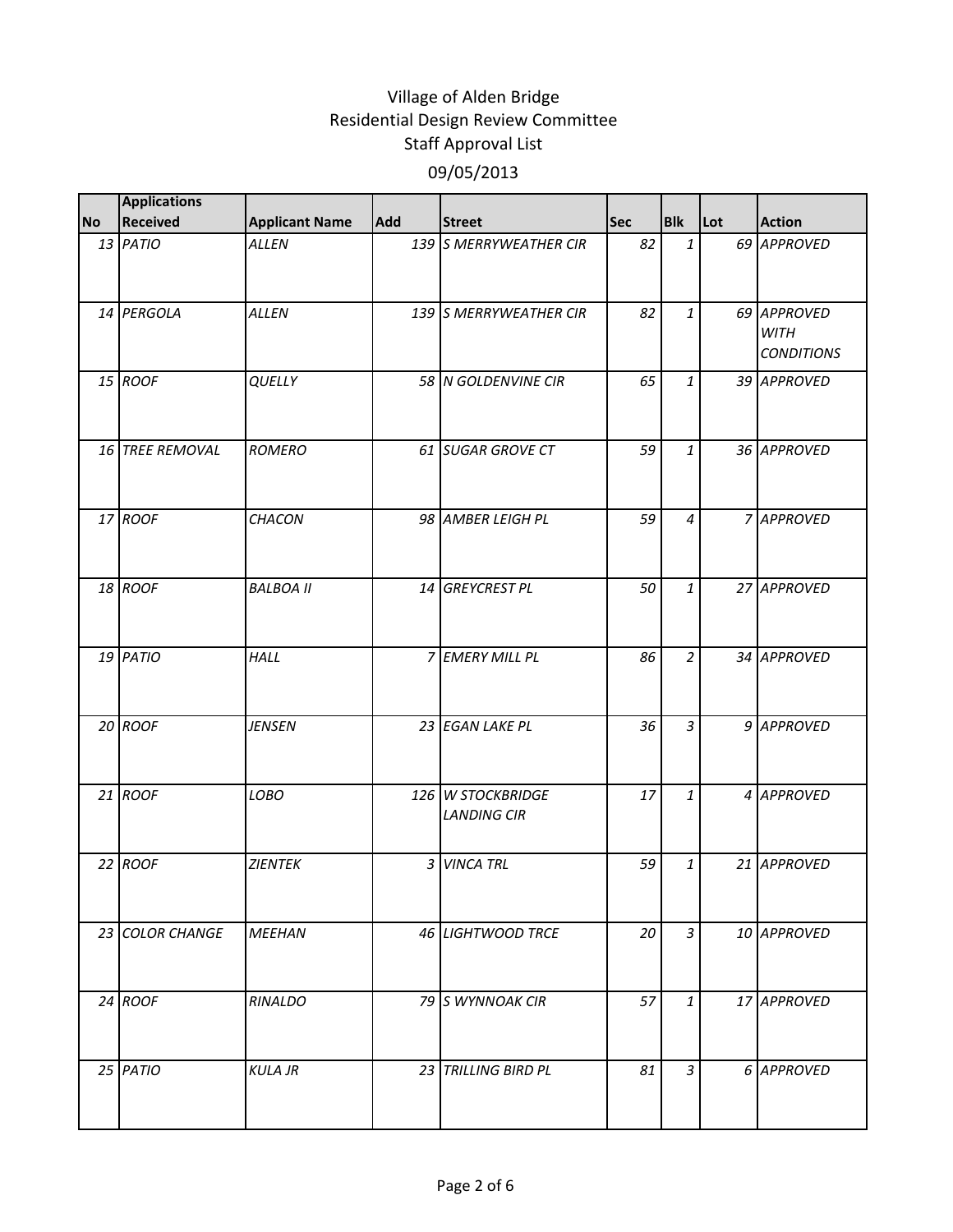# Village of Alden Bridge
## Residential Design Review Committee
## Staff Approval List
## 09/05/2013

| No | Applications Received | Applicant Name | Add | Street | Sec | Blk | Lot | Action |
|---|---|---|---|---|---|---|---|---|
| 13 | *PATIO* | *ALLEN* | 139 | *S MERRYWEATHER CIR* | 82 | 1 | 69 | *APPROVED* |
| 14 | *PERGOLA* | *ALLEN* | 139 | *S MERRYWEATHER CIR* | 82 | 1 | 69 | *APPROVED WITH CONDITIONS* |
| 15 | *ROOF* | *QUELLY* | 58 | *N GOLDENVINE CIR* | 65 | 1 | 39 | *APPROVED* |
| 16 | *TREE REMOVAL* | *ROMERO* | 61 | *SUGAR GROVE CT* | 59 | 1 | 36 | *APPROVED* |
| 17 | *ROOF* | *CHACON* | 98 | *AMBER LEIGH PL* | 59 | 4 | 7 | *APPROVED* |
| 18 | *ROOF* | *BALBOA II* | 14 | *GREYCREST PL* | 50 | 1 | 27 | *APPROVED* |
| 19 | *PATIO* | *HALL* | 7 | *EMERY MILL PL* | 86 | 2 | 34 | *APPROVED* |
| 20 | *ROOF* | *JENSEN* | 23 | *EGAN LAKE PL* | 36 | 3 | 9 | *APPROVED* |
| 21 | *ROOF* | *LOBO* | 126 | *W STOCKBRIDGE LANDING CIR* | 17 | 1 | 4 | *APPROVED* |
| 22 | *ROOF* | *ZIENTEK* | 3 | *VINCA TRL* | 59 | 1 | 21 | *APPROVED* |
| 23 | *COLOR CHANGE* | *MEEHAN* | 46 | *LIGHTWOOD TRCE* | 20 | 3 | 10 | *APPROVED* |
| 24 | *ROOF* | *RINALDO* | 79 | *S WYNNOAK CIR* | 57 | 1 | 17 | *APPROVED* |
| 25 | *PATIO* | *KULA JR* | 23 | *TRILLING BIRD PL* | 81 | 3 | 6 | *APPROVED* |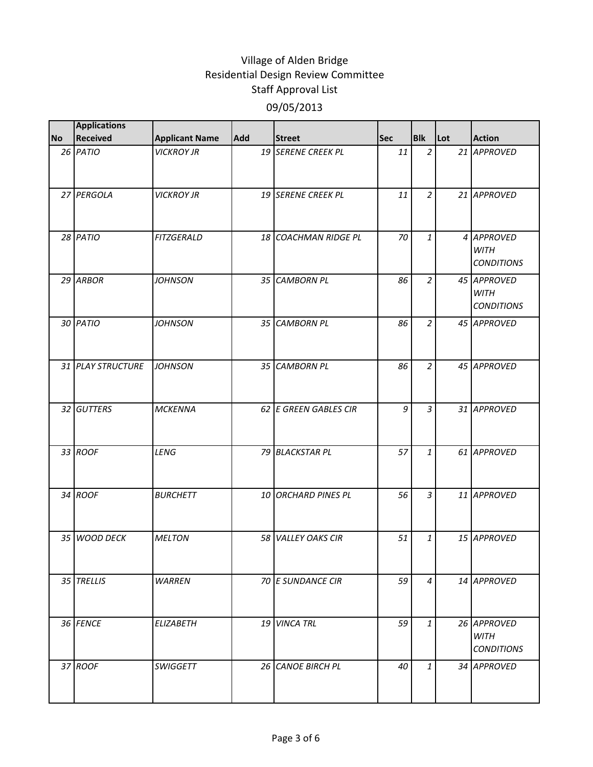# Village of Alden Bridge
## Residential Design Review Committee
## Staff Approval List
## 09/05/2013

| No | Applications Received | Applicant Name | Add | Street | Sec | Blk | Lot | Action |
|---|---|---|---|---|---|---|---|---|
| 26 | *PATIO* | *VICKROY JR* | 19 | *SERENE CREEK PL* | 11 | 2 | 21 | *APPROVED* |
| 27 | *PERGOLA* | *VICKROY JR* | 19 | *SERENE CREEK PL* | 11 | 2 | 21 | *APPROVED* |
| 28 | *PATIO* | *FITZGERALD* | 18 | *COACHMAN RIDGE PL* | 70 | 1 | 4 | *APPROVED WITH CONDITIONS* |
| 29 | *ARBOR* | *JOHNSON* | 35 | *CAMBORN PL* | 86 | 2 | 45 | *APPROVED WITH CONDITIONS* |
| 30 | *PATIO* | *JOHNSON* | 35 | *CAMBORN PL* | 86 | 2 | 45 | *APPROVED* |
| 31 | *PLAY STRUCTURE* | *JOHNSON* | 35 | *CAMBORN PL* | 86 | 2 | 45 | *APPROVED* |
| 32 | *GUTTERS* | *MCKENNA* | 62 | *E GREEN GABLES CIR* | 9 | 3 | 31 | *APPROVED* |
| 33 | *ROOF* | *LENG* | 79 | *BLACKSTAR PL* | 57 | 1 | 61 | *APPROVED* |
| 34 | *ROOF* | *BURCHETT* | 10 | *ORCHARD PINES PL* | 56 | 3 | 11 | *APPROVED* |
| 35 | *WOOD DECK* | *MELTON* | 58 | *VALLEY OAKS CIR* | 51 | 1 | 15 | *APPROVED* |
| 35 | *TRELLIS* | *WARREN* | 70 | *E SUNDANCE CIR* | 59 | 4 | 14 | *APPROVED* |
| 36 | *FENCE* | *ELIZABETH* | 19 | *VINCA TRL* | 59 | 1 | 26 | *APPROVED WITH CONDITIONS* |
| 37 | *ROOF* | *SWIGGETT* | 26 | *CANOE BIRCH PL* | 40 | 1 | 34 | *APPROVED* |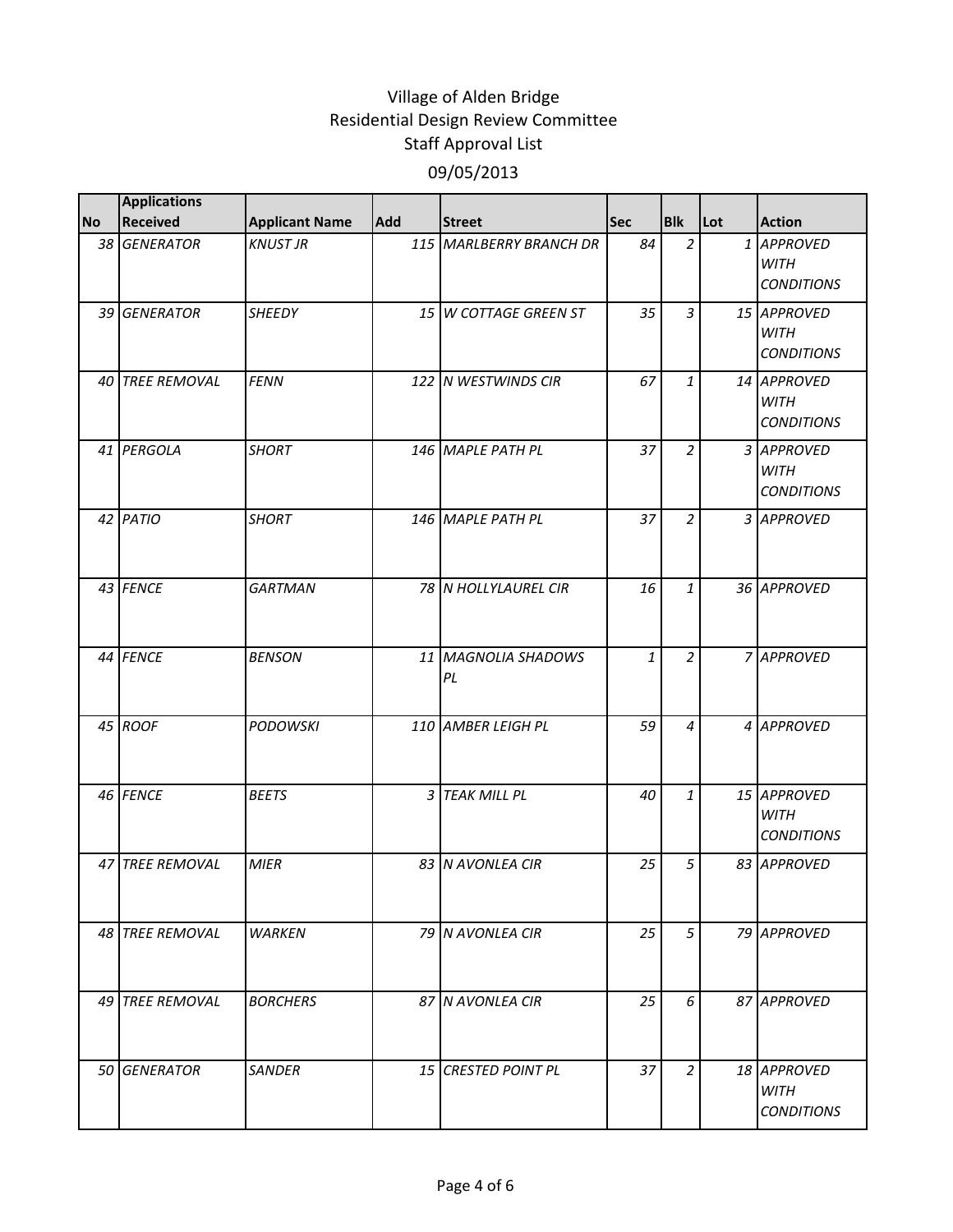# Village of Alden Bridge
## Residential Design Review Committee
## Staff Approval List
## 09/05/2013

| No | Applications Received | Applicant Name | Add | Street | Sec | Blk | Lot | Action |
|---|---|---|---|---|---|---|---|---|
| 38 | GENERATOR | KNUST JR | 115 | MARLBERRY BRANCH DR | 84 | 2 | 1 | APPROVED WITH CONDITIONS |
| 39 | GENERATOR | SHEEDY | 15 | W COTTAGE GREEN ST | 35 | 3 | 15 | APPROVED WITH CONDITIONS |
| 40 | TREE REMOVAL | FENN | 122 | N WESTWINDS CIR | 67 | 1 | 14 | APPROVED WITH CONDITIONS |
| 41 | PERGOLA | SHORT | 146 | MAPLE PATH PL | 37 | 2 | 3 | APPROVED WITH CONDITIONS |
| 42 | PATIO | SHORT | 146 | MAPLE PATH PL | 37 | 2 | 3 | APPROVED |
| 43 | FENCE | GARTMAN | 78 | N HOLLYLAUREL CIR | 16 | 1 | 36 | APPROVED |
| 44 | FENCE | BENSON | 11 | MAGNOLIA SHADOWS PL | 1 | 2 | 7 | APPROVED |
| 45 | ROOF | PODOWSKI | 110 | AMBER LEIGH PL | 59 | 4 | 4 | APPROVED |
| 46 | FENCE | BEETS | 3 | TEAK MILL PL | 40 | 1 | 15 | APPROVED WITH CONDITIONS |
| 47 | TREE REMOVAL | MIER | 83 | N AVONLEA CIR | 25 | 5 | 83 | APPROVED |
| 48 | TREE REMOVAL | WARKEN | 79 | N AVONLEA CIR | 25 | 5 | 79 | APPROVED |
| 49 | TREE REMOVAL | BORCHERS | 87 | N AVONLEA CIR | 25 | 6 | 87 | APPROVED |
| 50 | GENERATOR | SANDER | 15 | CRESTED POINT PL | 37 | 2 | 18 | APPROVED WITH CONDITIONS |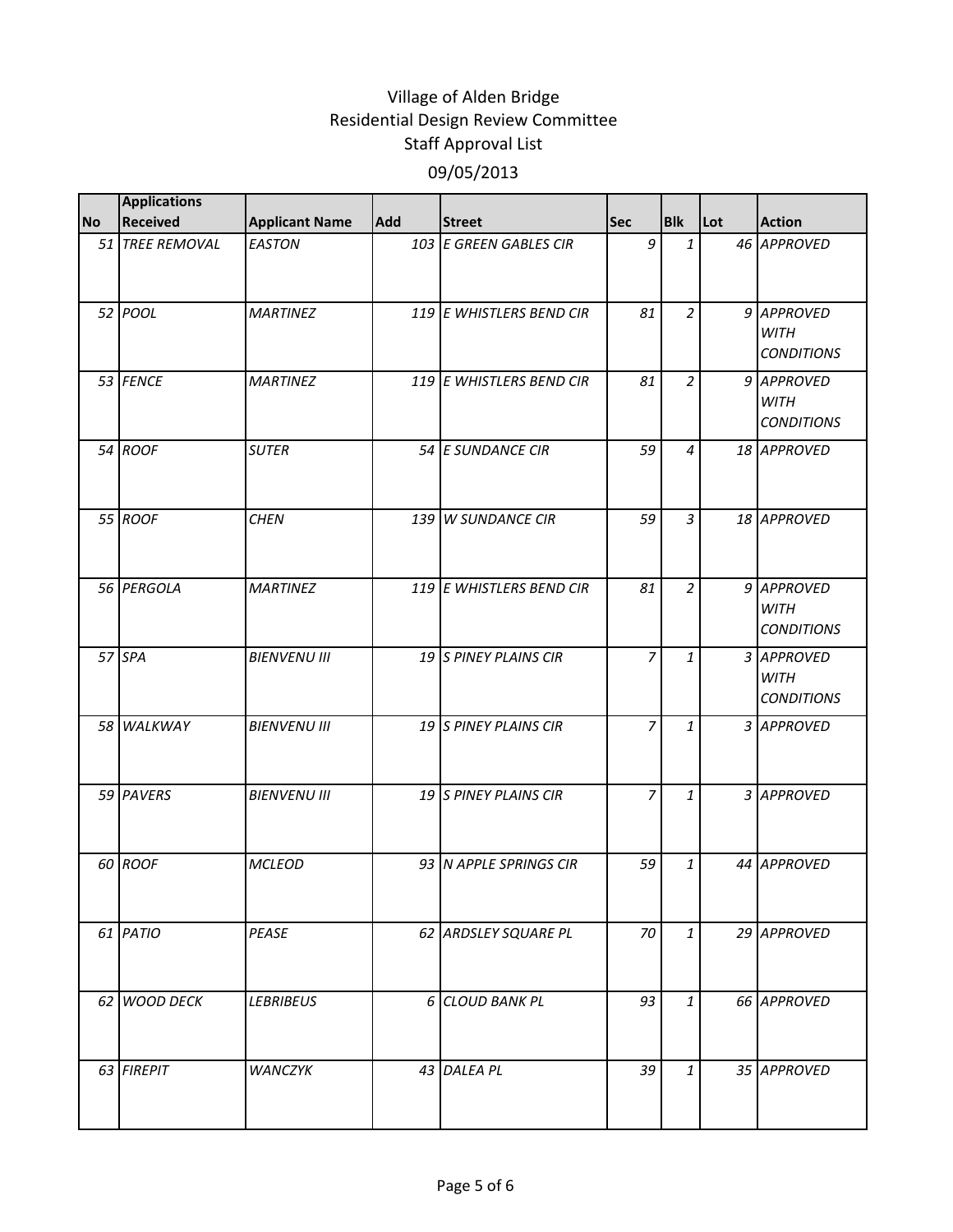# Village of Alden Bridge
## Residential Design Review Committee
## Staff Approval List
## 09/05/2013

| No | Applications Received | Applicant Name | Add | Street | Sec | Blk | Lot | Action |
|---|---|---|---|---|---|---|---|---|
| 51 | TREE REMOVAL | EASTON | 103 | E GREEN GABLES CIR | 9 | 1 | 46 | APPROVED |
| 52 | POOL | MARTINEZ | 119 | E WHISTLERS BEND CIR | 81 | 2 | 9 | APPROVED WITH CONDITIONS |
| 53 | FENCE | MARTINEZ | 119 | E WHISTLERS BEND CIR | 81 | 2 | 9 | APPROVED WITH CONDITIONS |
| 54 | ROOF | SUTER | 54 | E SUNDANCE CIR | 59 | 4 | 18 | APPROVED |
| 55 | ROOF | CHEN | 139 | W SUNDANCE CIR | 59 | 3 | 18 | APPROVED |
| 56 | PERGOLA | MARTINEZ | 119 | E WHISTLERS BEND CIR | 81 | 2 | 9 | APPROVED WITH CONDITIONS |
| 57 | SPA | BIENVENU III | 19 | S PINEY PLAINS CIR | 7 | 1 | 3 | APPROVED WITH CONDITIONS |
| 58 | WALKWAY | BIENVENU III | 19 | S PINEY PLAINS CIR | 7 | 1 | 3 | APPROVED |
| 59 | PAVERS | BIENVENU III | 19 | S PINEY PLAINS CIR | 7 | 1 | 3 | APPROVED |
| 60 | ROOF | MCLEOD | 93 | N APPLE SPRINGS CIR | 59 | 1 | 44 | APPROVED |
| 61 | PATIO | PEASE | 62 | ARDSLEY SQUARE PL | 70 | 1 | 29 | APPROVED |
| 62 | WOOD DECK | LEBRIBEUS | 6 | CLOUD BANK PL | 93 | 1 | 66 | APPROVED |
| 63 | FIREPIT | WANCZYK | 43 | DALEA PL | 39 | 1 | 35 | APPROVED |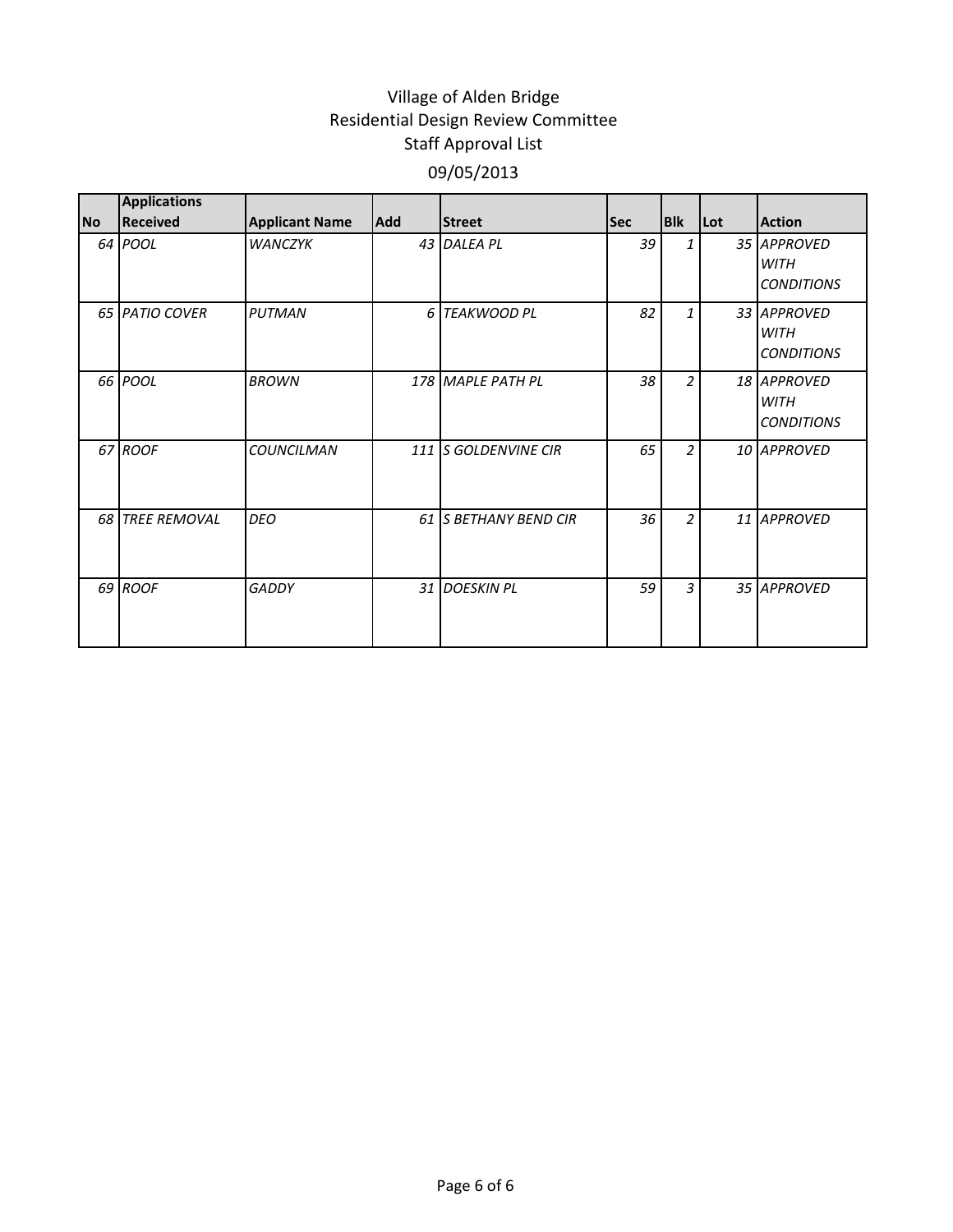# Village of Alden Bridge
## Residential Design Review Committee
## Staff Approval List
## 09/05/2013

| No | Applications Received | Applicant Name | Add | Street | Sec | Blk | Lot | Action |
|---|---|---|---|---|---|---|---|---|
| 64 | *POOL* | *WANCZYK* | 43 | *DALEA PL* | 39 | 1 | 35 | *APPROVED WITH CONDITIONS* |
| 65 | *PATIO COVER* | *PUTMAN* | 6 | *TEAKWOOD PL* | 82 | 1 | 33 | *APPROVED WITH CONDITIONS* |
| 66 | *POOL* | *BROWN* | 178 | *MAPLE PATH PL* | 38 | 2 | 18 | *APPROVED WITH CONDITIONS* |
| 67 | *ROOF* | *COUNCILMAN* | 111 | *S GOLDENVINE CIR* | 65 | 2 | 10 | *APPROVED* |
| 68 | *TREE REMOVAL* | *DEO* | 61 | *S BETHANY BEND CIR* | 36 | 2 | 11 | *APPROVED* |
| 69 | *ROOF* | *GADDY* | 31 | *DOESKIN PL* | 59 | 3 | 35 | *APPROVED* |